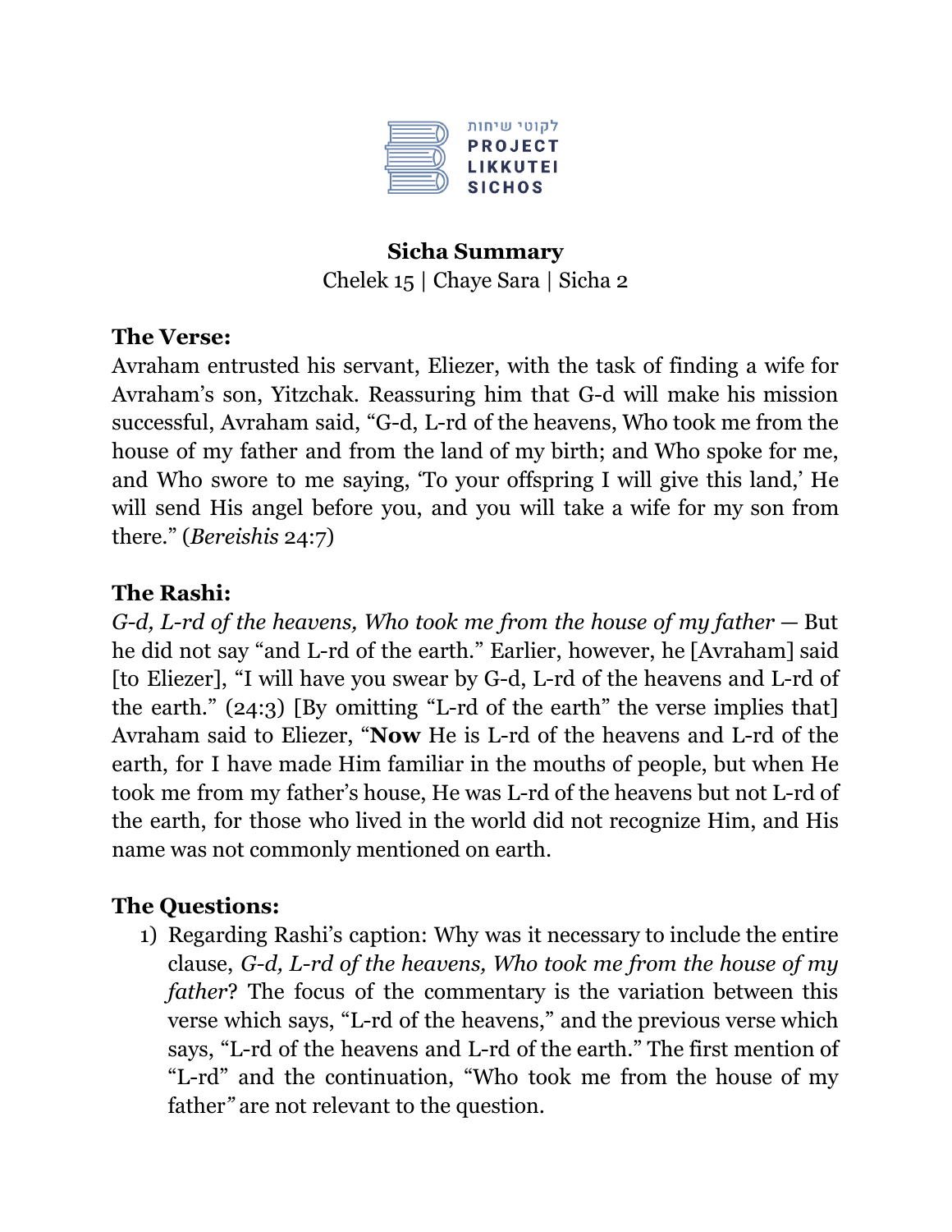לקוטי שיחות
PROJECT
LIKKUTEI
SICHOS

**Sicha Summary**
Chelek 15 | Chaye Sara | Sicha 2

**The Verse:**
Avraham entrusted his servant, Eliezer, with the task of finding a wife for Avraham's son, Yitzchak. Reassuring him that G-d will make his mission successful, Avraham said, "G-d, L-rd of the heavens, Who took me from the house of my father and from the land of my birth; and Who spoke for me, and Who swore to me saying, 'To your offspring I will give this land,' He will send His angel before you, and you will take a wife for my son from there." (*Bereishis* 24:7)

**The Rashi:**
*G-d, L-rd of the heavens, Who took me from the house of my father* — But he did not say "and L-rd of the earth." Earlier, however, he [Avraham] said [to Eliezer], "I will have you swear by G-d, L-rd of the heavens and L-rd of the earth." (24:3) [By omitting "L-rd of the earth" the verse implies that] Avraham said to Eliezer, "**Now** He is L-rd of the heavens and L-rd of the earth, for I have made Him familiar in the mouths of people, but when He took me from my father's house, He was L-rd of the heavens but not L-rd of the earth, for those who lived in the world did not recognize Him, and His name was not commonly mentioned on earth.

**The Questions:**

1) Regarding Rashi's caption: Why was it necessary to include the entire clause, *G-d, L-rd of the heavens, Who took me from the house of my father*? The focus of the commentary is the variation between this verse which says, "L-rd of the heavens," and the previous verse which says, "L-rd of the heavens and L-rd of the earth." The first mention of "L-rd" and the continuation, "Who took me from the house of my father" are not relevant to the question.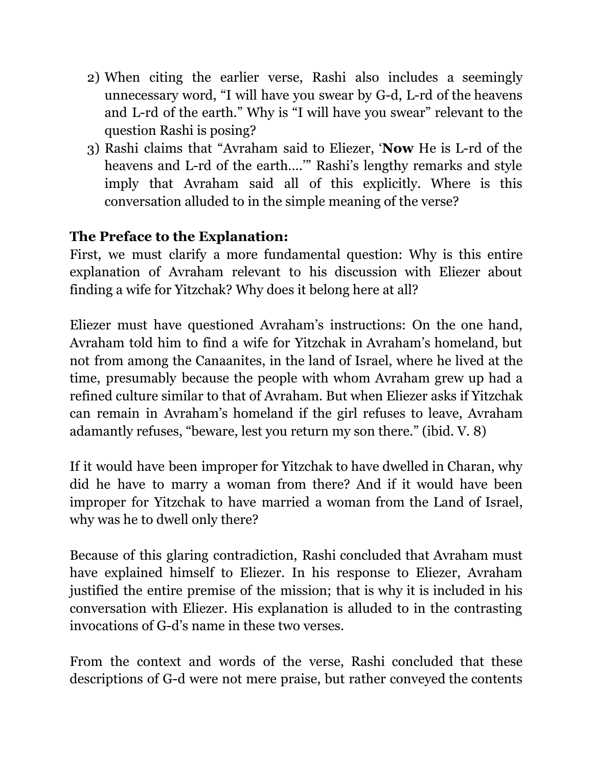2) When citing the earlier verse, Rashi also includes a seemingly unnecessary word, "I will have you swear by G-d, L-rd of the heavens and L-rd of the earth." Why is "I will have you swear" relevant to the question Rashi is posing?
3) Rashi claims that "Avraham said to Eliezer, '**Now** He is L-rd of the heavens and L-rd of the earth….'" Rashi's lengthy remarks and style imply that Avraham said all of this explicitly. Where is this conversation alluded to in the simple meaning of the verse?

**The Preface to the Explanation:**

First, we must clarify a more fundamental question: Why is this entire explanation of Avraham relevant to his discussion with Eliezer about finding a wife for Yitzchak? Why does it belong here at all?

Eliezer must have questioned Avraham's instructions: On the one hand, Avraham told him to find a wife for Yitzchak in Avraham's homeland, but not from among the Canaanites, in the land of Israel, where he lived at the time, presumably because the people with whom Avraham grew up had a refined culture similar to that of Avraham. But when Eliezer asks if Yitzchak can remain in Avraham's homeland if the girl refuses to leave, Avraham adamantly refuses, "beware, lest you return my son there." (ibid. V. 8)

If it would have been improper for Yitzchak to have dwelled in Charan, why did he have to marry a woman from there? And if it would have been improper for Yitzchak to have married a woman from the Land of Israel, why was he to dwell only there?

Because of this glaring contradiction, Rashi concluded that Avraham must have explained himself to Eliezer. In his response to Eliezer, Avraham justified the entire premise of the mission; that is why it is included in his conversation with Eliezer. His explanation is alluded to in the contrasting invocations of G-d's name in these two verses.

From the context and words of the verse, Rashi concluded that these descriptions of G-d were not mere praise, but rather conveyed the contents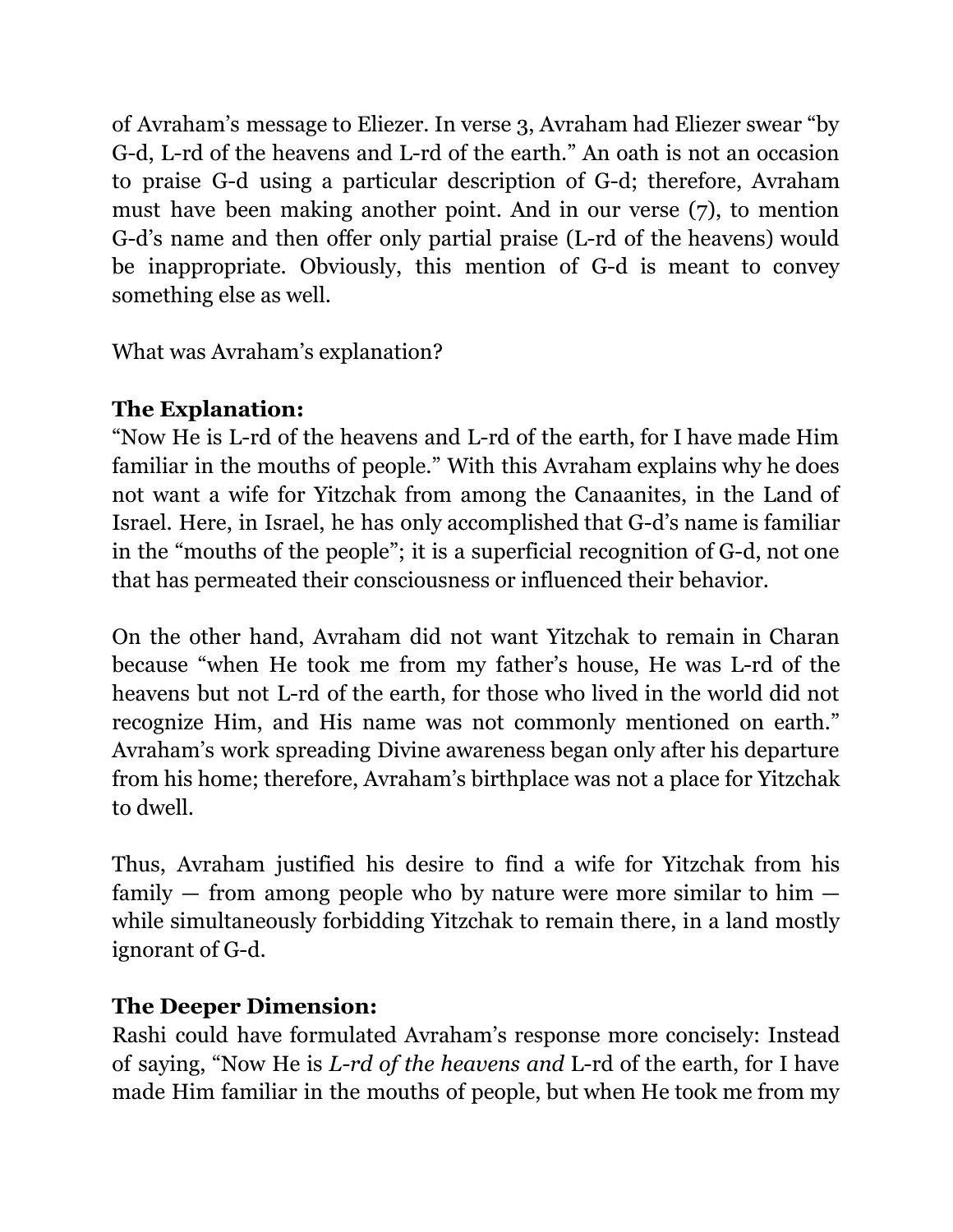of Avraham's message to Eliezer. In verse 3, Avraham had Eliezer swear "by G-d, L-rd of the heavens and L-rd of the earth." An oath is not an occasion to praise G-d using a particular description of G-d; therefore, Avraham must have been making another point. And in our verse (7), to mention G-d's name and then offer only partial praise (L-rd of the heavens) would be inappropriate. Obviously, this mention of G-d is meant to convey something else as well.

What was Avraham's explanation?

**The Explanation:**
"Now He is L-rd of the heavens and L-rd of the earth, for I have made Him familiar in the mouths of people." With this Avraham explains why he does not want a wife for Yitzchak from among the Canaanites, in the Land of Israel. Here, in Israel, he has only accomplished that G-d's name is familiar in the "mouths of the people"; it is a superficial recognition of G-d, not one that has permeated their consciousness or influenced their behavior.

On the other hand, Avraham did not want Yitzchak to remain in Charan because "when He took me from my father's house, He was L-rd of the heavens but not L-rd of the earth, for those who lived in the world did not recognize Him, and His name was not commonly mentioned on earth." Avraham's work spreading Divine awareness began only after his departure from his home; therefore, Avraham's birthplace was not a place for Yitzchak to dwell.

Thus, Avraham justified his desire to find a wife for Yitzchak from his family — from among people who by nature were more similar to him — while simultaneously forbidding Yitzchak to remain there, in a land mostly ignorant of G-d.

**The Deeper Dimension:**
Rashi could have formulated Avraham's response more concisely: Instead of saying, "Now He is *L-rd of the heavens and* L-rd of the earth, for I have made Him familiar in the mouths of people, but when He took me from my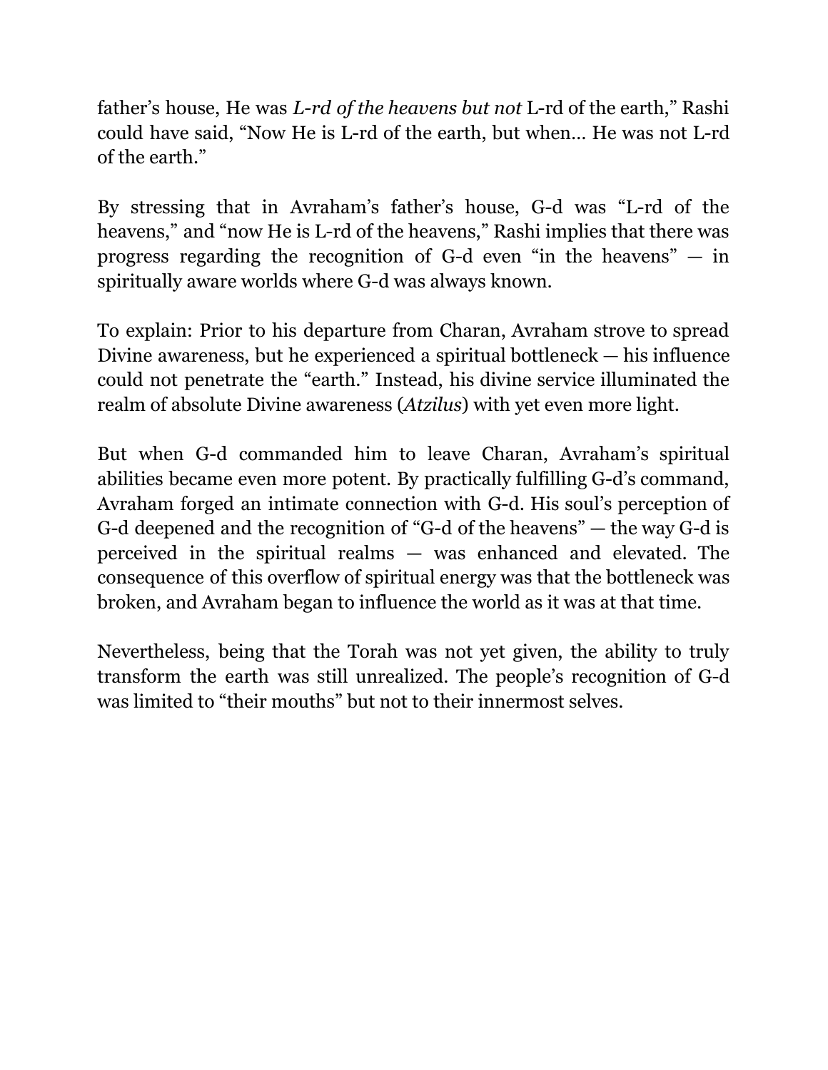father's house, He was *L-rd of the heavens but not* L-rd of the earth," Rashi could have said, "Now He is L-rd of the earth, but when… He was not L-rd of the earth."

By stressing that in Avraham's father's house, G-d was "L-rd of the heavens," and "now He is L-rd of the heavens," Rashi implies that there was progress regarding the recognition of G-d even "in the heavens" — in spiritually aware worlds where G-d was always known.

To explain: Prior to his departure from Charan, Avraham strove to spread Divine awareness, but he experienced a spiritual bottleneck — his influence could not penetrate the "earth." Instead, his divine service illuminated the realm of absolute Divine awareness (*Atzilus*) with yet even more light.

But when G-d commanded him to leave Charan, Avraham's spiritual abilities became even more potent. By practically fulfilling G-d's command, Avraham forged an intimate connection with G-d. His soul's perception of G-d deepened and the recognition of "G-d of the heavens" — the way G-d is perceived in the spiritual realms — was enhanced and elevated. The consequence of this overflow of spiritual energy was that the bottleneck was broken, and Avraham began to influence the world as it was at that time.

Nevertheless, being that the Torah was not yet given, the ability to truly transform the earth was still unrealized. The people's recognition of G-d was limited to "their mouths" but not to their innermost selves.